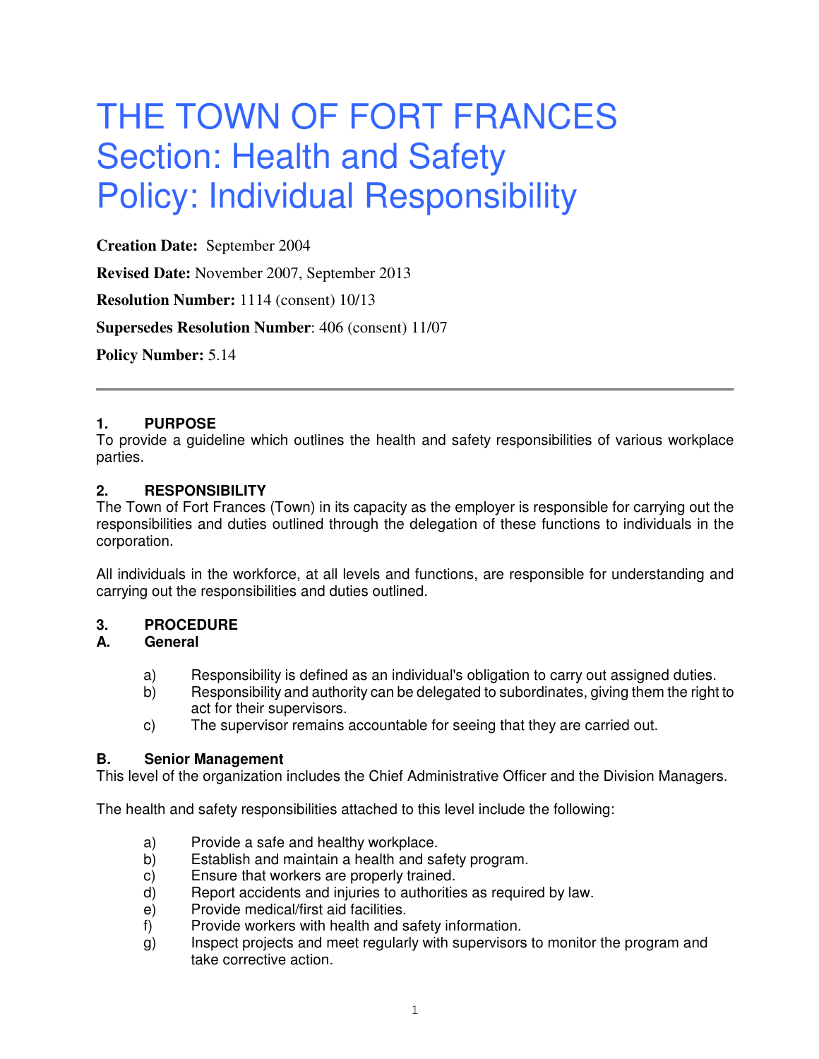# THE TOWN OF FORT FRANCES
# Section: Health and Safety
# Policy: Individual Responsibility

**Creation Date:** September 2004

**Revised Date:** November 2007, September 2013

**Resolution Number:** 1114 (consent) 10/13

**Supersedes Resolution Number**: 406 (consent) 11/07

**Policy Number:** 5.14

---

## 1. PURPOSE

To provide a guideline which outlines the health and safety responsibilities of various workplace parties.

## 2. RESPONSIBILITY

The Town of Fort Frances (Town) in its capacity as the employer is responsible for carrying out the responsibilities and duties outlined through the delegation of these functions to individuals in the corporation.

All individuals in the workforce, at all levels and functions, are responsible for understanding and carrying out the responsibilities and duties outlined.

## 3. PROCEDURE

### A. General

a) Responsibility is defined as an individual's obligation to carry out assigned duties.

b) Responsibility and authority can be delegated to subordinates, giving them the right to act for their supervisors.

c) The supervisor remains accountable for seeing that they are carried out.

### B. Senior Management

This level of the organization includes the Chief Administrative Officer and the Division Managers.

The health and safety responsibilities attached to this level include the following:

a) Provide a safe and healthy workplace.

b) Establish and maintain a health and safety program.

c) Ensure that workers are properly trained.

d) Report accidents and injuries to authorities as required by law.

e) Provide medical/first aid facilities.

f) Provide workers with health and safety information.

g) Inspect projects and meet regularly with supervisors to monitor the program and take corrective action.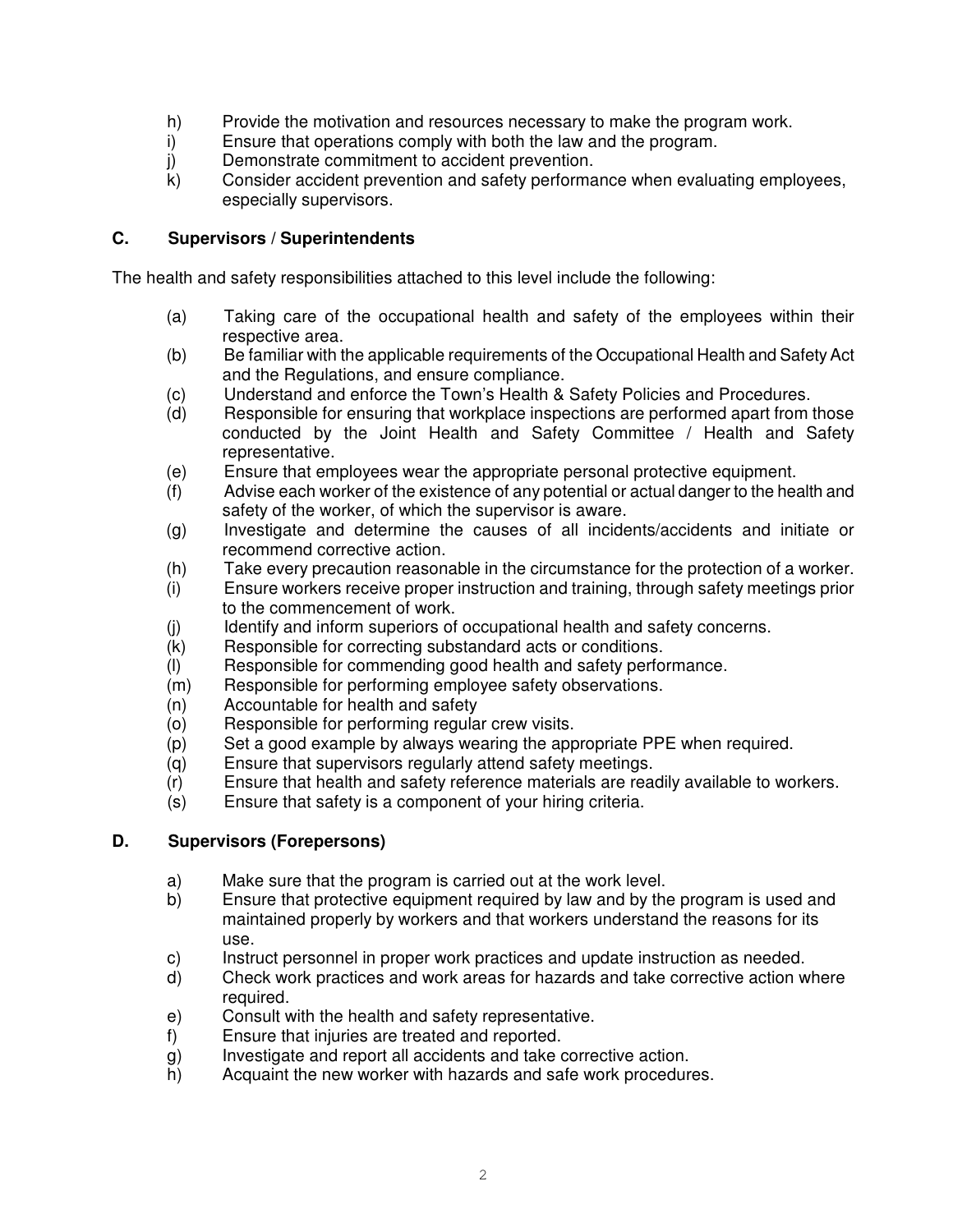h) Provide the motivation and resources necessary to make the program work.
i) Ensure that operations comply with both the law and the program.
j) Demonstrate commitment to accident prevention.
k) Consider accident prevention and safety performance when evaluating employees, especially supervisors.

### C. Supervisors / Superintendents

The health and safety responsibilities attached to this level include the following:

(a) Taking care of the occupational health and safety of the employees within their respective area.
(b) Be familiar with the applicable requirements of the Occupational Health and Safety Act and the Regulations, and ensure compliance.
(c) Understand and enforce the Town's Health & Safety Policies and Procedures.
(d) Responsible for ensuring that workplace inspections are performed apart from those conducted by the Joint Health and Safety Committee / Health and Safety representative.
(e) Ensure that employees wear the appropriate personal protective equipment.
(f) Advise each worker of the existence of any potential or actual danger to the health and safety of the worker, of which the supervisor is aware.
(g) Investigate and determine the causes of all incidents/accidents and initiate or recommend corrective action.
(h) Take every precaution reasonable in the circumstance for the protection of a worker.
(i) Ensure workers receive proper instruction and training, through safety meetings prior to the commencement of work.
(j) Identify and inform superiors of occupational health and safety concerns.
(k) Responsible for correcting substandard acts or conditions.
(l) Responsible for commending good health and safety performance.
(m) Responsible for performing employee safety observations.
(n) Accountable for health and safety
(o) Responsible for performing regular crew visits.
(p) Set a good example by always wearing the appropriate PPE when required.
(q) Ensure that supervisors regularly attend safety meetings.
(r) Ensure that health and safety reference materials are readily available to workers.
(s) Ensure that safety is a component of your hiring criteria.

### D. Supervisors (Forepersons)

a) Make sure that the program is carried out at the work level.
b) Ensure that protective equipment required by law and by the program is used and maintained properly by workers and that workers understand the reasons for its use.
c) Instruct personnel in proper work practices and update instruction as needed.
d) Check work practices and work areas for hazards and take corrective action where required.
e) Consult with the health and safety representative.
f) Ensure that injuries are treated and reported.
g) Investigate and report all accidents and take corrective action.
h) Acquaint the new worker with hazards and safe work procedures.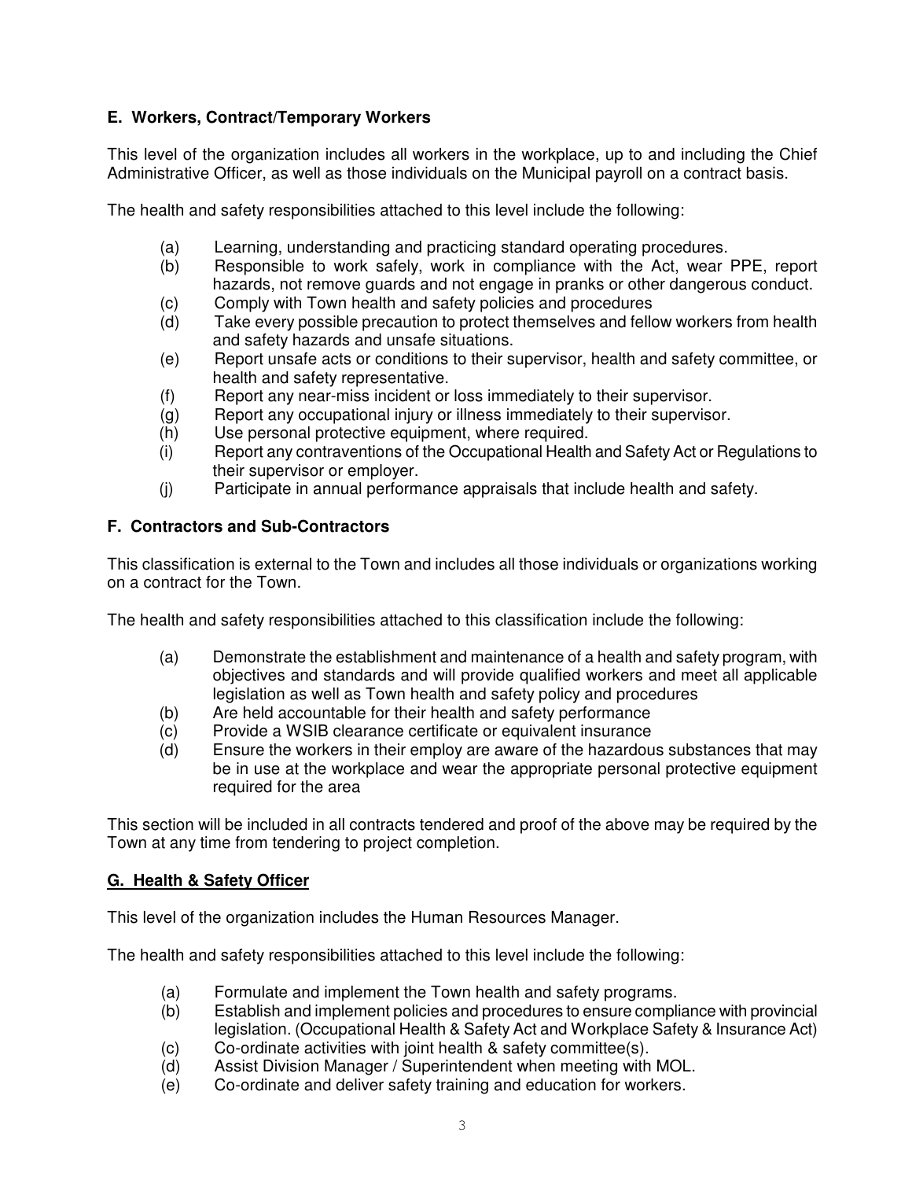### E. Workers, Contract/Temporary Workers

This level of the organization includes all workers in the workplace, up to and including the Chief Administrative Officer, as well as those individuals on the Municipal payroll on a contract basis.

The health and safety responsibilities attached to this level include the following:

(a) Learning, understanding and practicing standard operating procedures.
(b) Responsible to work safely, work in compliance with the Act, wear PPE, report hazards, not remove guards and not engage in pranks or other dangerous conduct.
(c) Comply with Town health and safety policies and procedures
(d) Take every possible precaution to protect themselves and fellow workers from health and safety hazards and unsafe situations.
(e) Report unsafe acts or conditions to their supervisor, health and safety committee, or health and safety representative.
(f) Report any near-miss incident or loss immediately to their supervisor.
(g) Report any occupational injury or illness immediately to their supervisor.
(h) Use personal protective equipment, where required.
(i) Report any contraventions of the Occupational Health and Safety Act or Regulations to their supervisor or employer.
(j) Participate in annual performance appraisals that include health and safety.

### F. Contractors and Sub-Contractors

This classification is external to the Town and includes all those individuals or organizations working on a contract for the Town.

The health and safety responsibilities attached to this classification include the following:

(a) Demonstrate the establishment and maintenance of a health and safety program, with objectives and standards and will provide qualified workers and meet all applicable legislation as well as Town health and safety policy and procedures
(b) Are held accountable for their health and safety performance
(c) Provide a WSIB clearance certificate or equivalent insurance
(d) Ensure the workers in their employ are aware of the hazardous substances that may be in use at the workplace and wear the appropriate personal protective equipment required for the area

This section will be included in all contracts tendered and proof of the above may be required by the Town at any time from tendering to project completion.

### G. Health & Safety Officer

This level of the organization includes the Human Resources Manager.

The health and safety responsibilities attached to this level include the following:

(a) Formulate and implement the Town health and safety programs.
(b) Establish and implement policies and procedures to ensure compliance with provincial legislation. (Occupational Health & Safety Act and Workplace Safety & Insurance Act)
(c) Co-ordinate activities with joint health & safety committee(s).
(d) Assist Division Manager / Superintendent when meeting with MOL.
(e) Co-ordinate and deliver safety training and education for workers.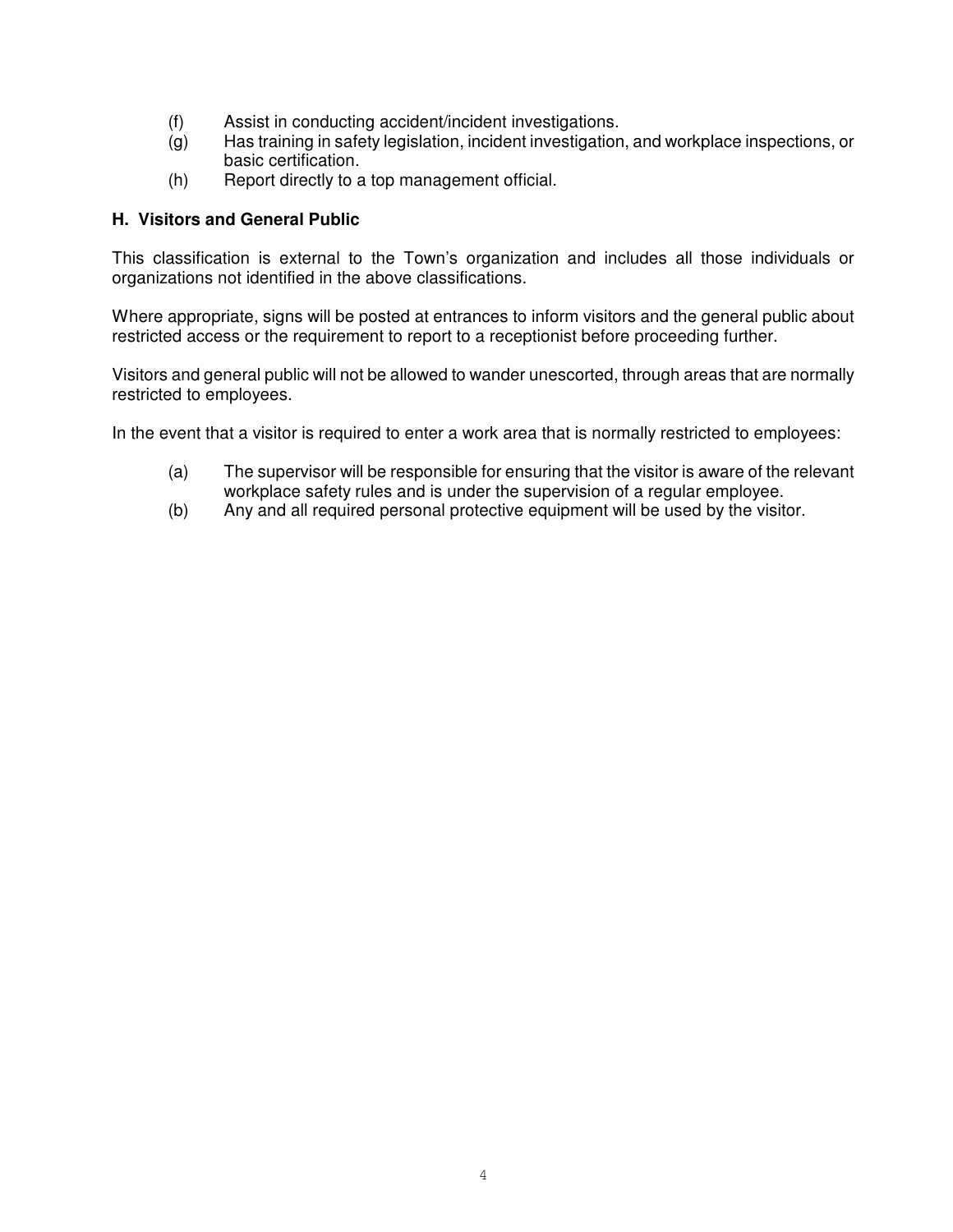(f) Assist in conducting accident/incident investigations.
(g) Has training in safety legislation, incident investigation, and workplace inspections, or basic certification.
(h) Report directly to a top management official.

**H. Visitors and General Public**

This classification is external to the Town's organization and includes all those individuals or organizations not identified in the above classifications.

Where appropriate, signs will be posted at entrances to inform visitors and the general public about restricted access or the requirement to report to a receptionist before proceeding further.

Visitors and general public will not be allowed to wander unescorted, through areas that are normally restricted to employees.

In the event that a visitor is required to enter a work area that is normally restricted to employees:

(a) The supervisor will be responsible for ensuring that the visitor is aware of the relevant workplace safety rules and is under the supervision of a regular employee.
(b) Any and all required personal protective equipment will be used by the visitor.